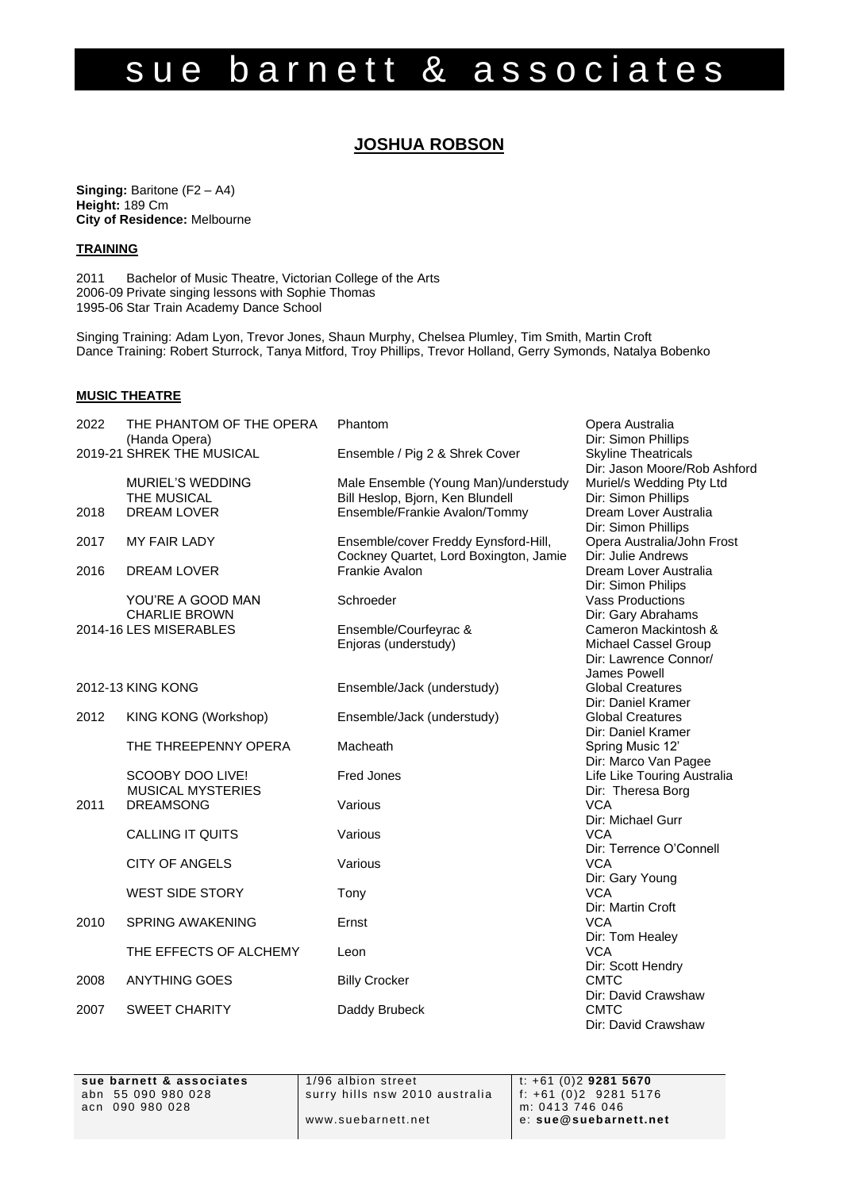# sue barnett & associates

## JOSHUA ROBSON

**Singing:** Baritone (F2 – A4)
**Height:** 189 Cm
**City of Residence:** Melbourne

### TRAINING

2011 Bachelor of Music Theatre, Victorian College of the Arts
2006-09 Private singing lessons with Sophie Thomas
1995-06 Star Train Academy Dance School

Singing Training: Adam Lyon, Trevor Jones, Shaun Murphy, Chelsea Plumley, Tim Smith, Martin Croft
Dance Training: Robert Sturrock, Tanya Mitford, Troy Phillips, Trevor Holland, Gerry Symonds, Natalya Bobenko

### MUSIC THEATRE

| Year | Production | Role | Company / Director |
|---|---|---|---|
| 2022 | THE PHANTOM OF THE OPERA (Handa Opera) | Phantom | Opera Australia<br>Dir: Simon Phillips |
| 2019-21 | SHREK THE MUSICAL | Ensemble / Pig 2 & Shrek Cover | Skyline Theatricals<br>Dir: Jason Moore/Rob Ashford |
| | MURIEL'S WEDDING THE MUSICAL | Male Ensemble (Young Man)/understudy Bill Heslop, Bjorn, Ken Blundell | Muriel/s Wedding Pty Ltd<br>Dir: Simon Phillips |
| 2018 | DREAM LOVER | Ensemble/Frankie Avalon/Tommy | Dream Lover Australia<br>Dir: Simon Phillips |
| 2017 | MY FAIR LADY | Ensemble/cover Freddy Eynsford-Hill, Cockney Quartet, Lord Boxington, Jamie | Opera Australia/John Frost<br>Dir: Julie Andrews |
| 2016 | DREAM LOVER | Frankie Avalon | Dream Lover Australia<br>Dir: Simon Philips |
| | YOU'RE A GOOD MAN CHARLIE BROWN | Schroeder | Vass Productions<br>Dir: Gary Abrahams |
| 2014-16 | LES MISERABLES | Ensemble/Courfeyrac & Enjoras (understudy) | Cameron Mackintosh & Michael Cassel Group<br>Dir: Lawrence Connor/ James Powell |
| 2012-13 | KING KONG | Ensemble/Jack (understudy) | Global Creatures<br>Dir: Daniel Kramer |
| 2012 | KING KONG (Workshop) | Ensemble/Jack (understudy) | Global Creatures<br>Dir: Daniel Kramer |
| | THE THREEPENNY OPERA | Macheath | Spring Music 12'<br>Dir: Marco Van Pagee |
| | SCOOBY DOO LIVE! MUSICAL MYSTERIES | Fred Jones | Life Like Touring Australia<br>Dir: Theresa Borg |
| 2011 | DREAMSONG | Various | VCA<br>Dir: Michael Gurr |
| | CALLING IT QUITS | Various | VCA<br>Dir: Terrence O'Connell |
| | CITY OF ANGELS | Various | VCA<br>Dir: Gary Young |
| | WEST SIDE STORY | Tony | VCA<br>Dir: Martin Croft |
| 2010 | SPRING AWAKENING | Ernst | VCA<br>Dir: Tom Healey |
| | THE EFFECTS OF ALCHEMY | Leon | VCA<br>Dir: Scott Hendry |
| 2008 | ANYTHING GOES | Billy Crocker | CMTC<br>Dir: David Crawshaw |
| 2007 | SWEET CHARITY | Daddy Brubeck | CMTC<br>Dir: David Crawshaw |

**sue barnett & associates**
abn 55 090 980 028
acn 090 980 028

1/96 albion street
surry hills nsw 2010 australia
www.suebarnett.net

t: +61 (0)2 **9281 5670**
f: +61 (0)2 9281 5176
m: 0413 746 046
e: **sue@suebarnett.net**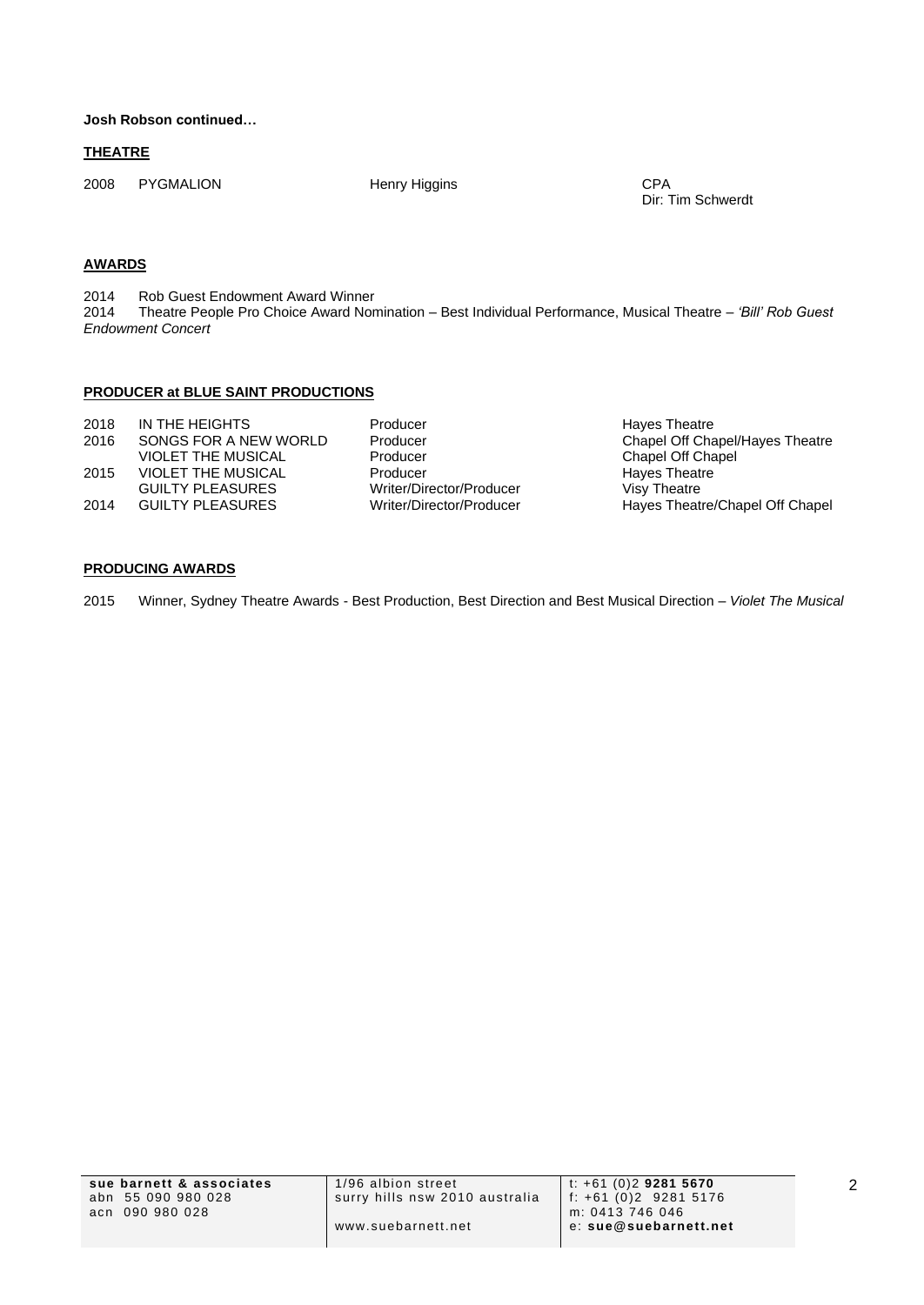**Josh Robson continued…**

## THEATRE

| | | | |
|---|---|---|---|
| 2008 | PYGMALION | Henry Higgins | CPA<br>Dir: Tim Schwerdt |

## AWARDS

2014 Rob Guest Endowment Award Winner
2014 Theatre People Pro Choice Award Nomination – Best Individual Performance, Musical Theatre – *'Bill' Rob Guest Endowment Concert*

## PRODUCER at BLUE SAINT PRODUCTIONS

| | | | |
|---|---|---|---|
| 2018 | IN THE HEIGHTS | Producer | Hayes Theatre |
| 2016 | SONGS FOR A NEW WORLD | Producer | Chapel Off Chapel/Hayes Theatre |
| | VIOLET THE MUSICAL | Producer | Chapel Off Chapel |
| 2015 | VIOLET THE MUSICAL | Producer | Hayes Theatre |
| | GUILTY PLEASURES | Writer/Director/Producer | Visy Theatre |
| 2014 | GUILTY PLEASURES | Writer/Director/Producer | Hayes Theatre/Chapel Off Chapel |

## PRODUCING AWARDS

2015 Winner, Sydney Theatre Awards - Best Production, Best Direction and Best Musical Direction – *Violet The Musical*

**sue barnett & associates**
abn 55 090 980 028
acn 090 980 028

1/96 albion street
surry hills nsw 2010 australia
www.suebarnett.net

t: +61 (0)2 **9281 5670**
f: +61 (0)2 9281 5176
m: 0413 746 046
e: **sue@suebarnett.net**